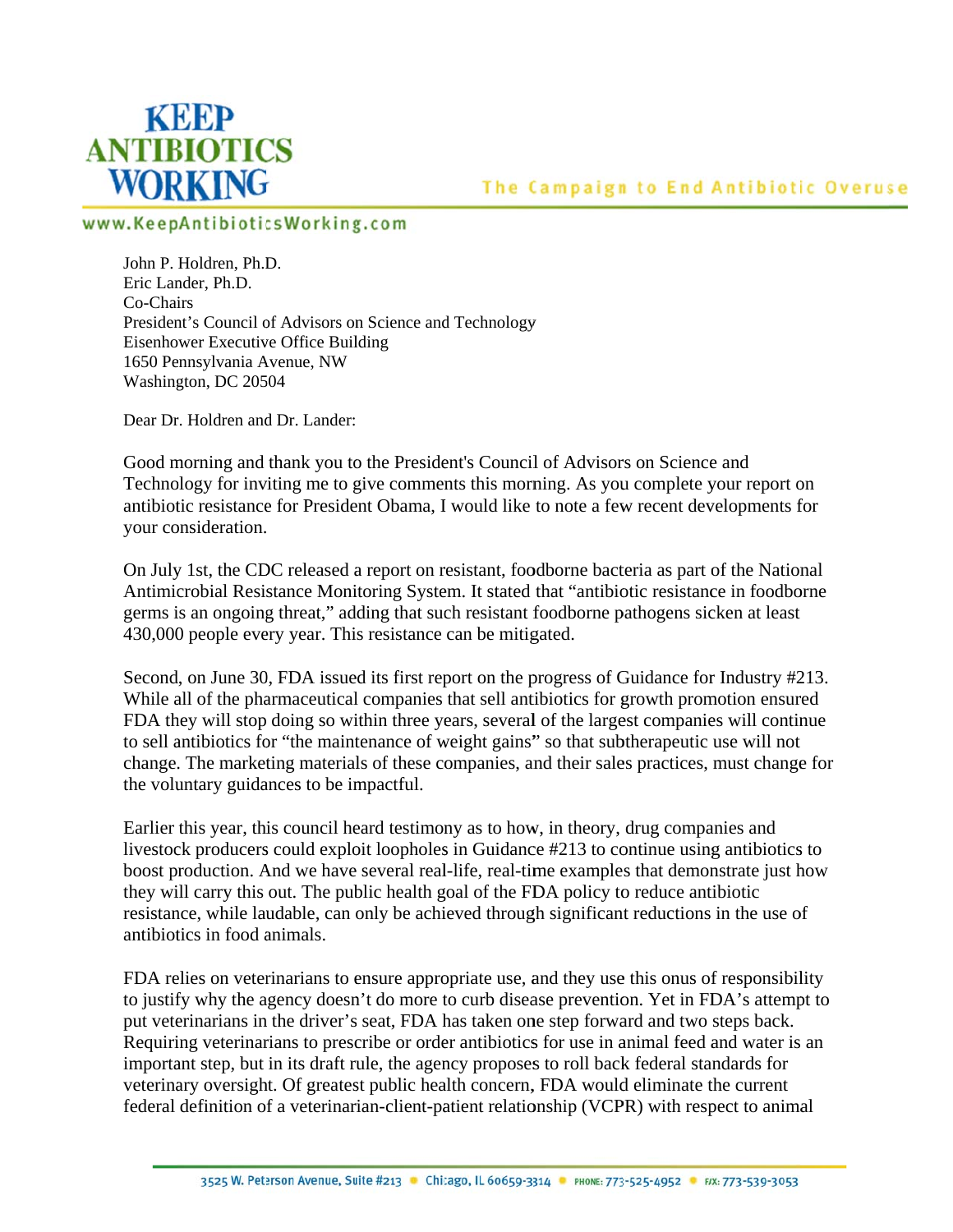**KEEP ANTIBIOTICS WORKING**

The Campaign to End Antibiotic Overuse

www.KeepAntibioticsWorking.com

John P. Holdren, Ph.D.
Eric Lander, Ph.D.
Co-Chairs
President's Council of Advisors on Science and Technology
Eisenhower Executive Office Building
1650 Pennsylvania Avenue, NW
Washington, DC 20504

Dear Dr. Holdren and Dr. Lander:

Good morning and thank you to the President's Council of Advisors on Science and Technology for inviting me to give comments this morning. As you complete your report on antibiotic resistance for President Obama, I would like to note a few recent developments for your consideration.

On July 1st, the CDC released a report on resistant, foodborne bacteria as part of the National Antimicrobial Resistance Monitoring System. It stated that "antibiotic resistance in foodborne germs is an ongoing threat," adding that such resistant foodborne pathogens sicken at least 430,000 people every year. This resistance can be mitigated.

Second, on June 30, FDA issued its first report on the progress of Guidance for Industry #213. While all of the pharmaceutical companies that sell antibiotics for growth promotion ensured FDA they will stop doing so within three years, several of the largest companies will continue to sell antibiotics for "the maintenance of weight gains" so that subtherapeutic use will not change. The marketing materials of these companies, and their sales practices, must change for the voluntary guidances to be impactful.

Earlier this year, this council heard testimony as to how, in theory, drug companies and livestock producers could exploit loopholes in Guidance #213 to continue using antibiotics to boost production. And we have several real-life, real-time examples that demonstrate just how they will carry this out. The public health goal of the FDA policy to reduce antibiotic resistance, while laudable, can only be achieved through significant reductions in the use of antibiotics in food animals.

FDA relies on veterinarians to ensure appropriate use, and they use this onus of responsibility to justify why the agency doesn't do more to curb disease prevention. Yet in FDA's attempt to put veterinarians in the driver's seat, FDA has taken one step forward and two steps back. Requiring veterinarians to prescribe or order antibiotics for use in animal feed and water is an important step, but in its draft rule, the agency proposes to roll back federal standards for veterinary oversight. Of greatest public health concern, FDA would eliminate the current federal definition of a veterinarian-client-patient relationship (VCPR) with respect to animal

3525 W. Peterson Avenue, Suite #213 • Chicago, IL 60659-3314 • PHONE: 773-525-4952 • FAX: 773-539-3053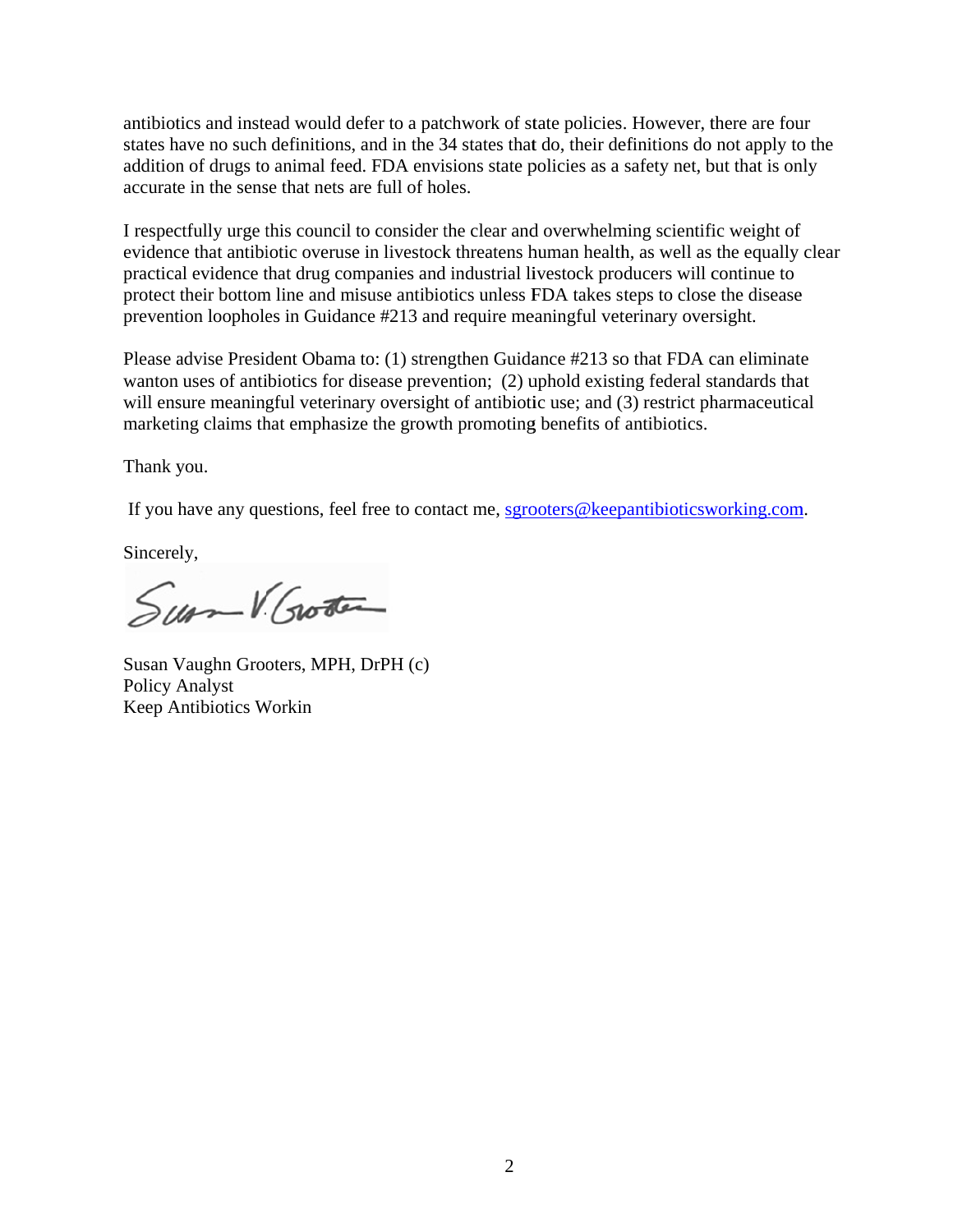antibiotics and instead would defer to a patchwork of state policies. However, there are four states have no such definitions, and in the 34 states that do, their definitions do not apply to the addition of drugs to animal feed. FDA envisions state policies as a safety net, but that is only accurate in the sense that nets are full of holes.

I respectfully urge this council to consider the clear and overwhelming scientific weight of evidence that antibiotic overuse in livestock threatens human health, as well as the equally clear practical evidence that drug companies and industrial livestock producers will continue to protect their bottom line and misuse antibiotics unless FDA takes steps to close the disease prevention loopholes in Guidance #213 and require meaningful veterinary oversight.

Please advise President Obama to: (1) strengthen Guidance #213 so that FDA can eliminate wanton uses of antibiotics for disease prevention; (2) uphold existing federal standards that will ensure meaningful veterinary oversight of antibiotic use; and (3) restrict pharmaceutical marketing claims that emphasize the growth promoting benefits of antibiotics.

Thank you.

If you have any questions, feel free to contact me, sgrooters@keepantibioticsworking.com.

Sincerely,

Susan Vaughn Grooters, MPH, DrPH (c)
Policy Analyst
Keep Antibiotics Workin